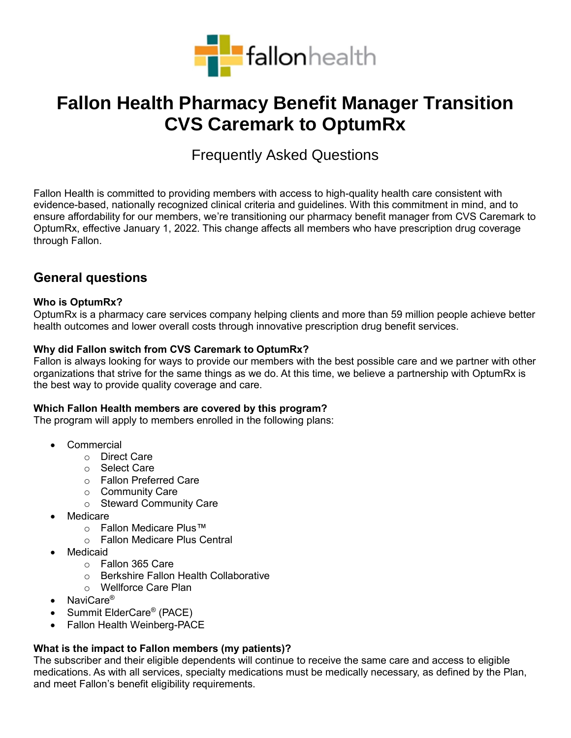# Fallon Health Pharmacy Benefit Manager Transition CVS Caremark to OptumRx

Frequently Asked Questions

Fallon Health is committed to providing members with access to high-quality health care consistent with evidence-based, nationally recognized clinical criteria and guidelines. With this commitment in mind, and to ensure affordability for our members, we're transitioning our pharmacy benefit manager from CVS Caremark to OptumRx, effective January 1, 2022. This change affects all members who have prescription drug coverage through Fallon.

## General questions

**Who is OptumRx?**
OptumRx is a pharmacy care services company helping clients and more than 59 million people achieve better health outcomes and lower overall costs through innovative prescription drug benefit services.

**Why did Fallon switch from CVS Caremark to OptumRx?**
Fallon is always looking for ways to provide our members with the best possible care and we partner with other organizations that strive for the same things as we do. At this time, we believe a partnership with OptumRx is the best way to provide quality coverage and care.

**Which Fallon Health members are covered by this program?**
The program will apply to members enrolled in the following plans:

- Commercial
  - Direct Care
  - Select Care
  - Fallon Preferred Care
  - Community Care
  - Steward Community Care
- Medicare
  - Fallon Medicare Plus™
  - Fallon Medicare Plus Central
- Medicaid
  - Fallon 365 Care
  - Berkshire Fallon Health Collaborative
  - Wellforce Care Plan
- NaviCare®
- Summit ElderCare® (PACE)
- Fallon Health Weinberg-PACE

**What is the impact to Fallon members (my patients)?**
The subscriber and their eligible dependents will continue to receive the same care and access to eligible medications. As with all services, specialty medications must be medically necessary, as defined by the Plan, and meet Fallon's benefit eligibility requirements.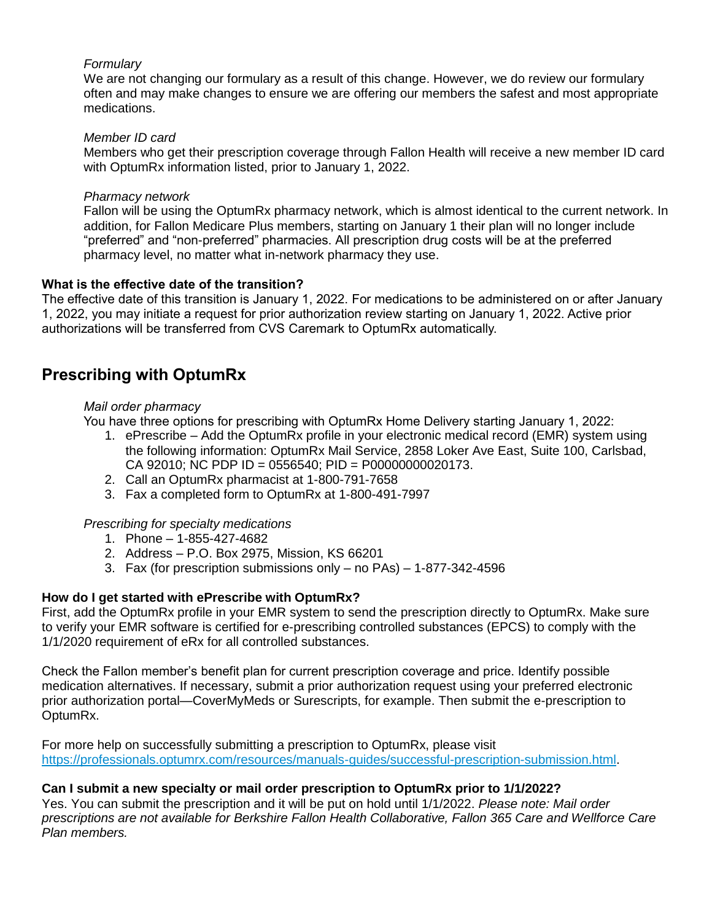*Formulary*

We are not changing our formulary as a result of this change. However, we do review our formulary often and may make changes to ensure we are offering our members the safest and most appropriate medications.

*Member ID card*

Members who get their prescription coverage through Fallon Health will receive a new member ID card with OptumRx information listed, prior to January 1, 2022.

*Pharmacy network*

Fallon will be using the OptumRx pharmacy network, which is almost identical to the current network. In addition, for Fallon Medicare Plus members, starting on January 1 their plan will no longer include "preferred" and "non-preferred" pharmacies. All prescription drug costs will be at the preferred pharmacy level, no matter what in-network pharmacy they use.

**What is the effective date of the transition?**

The effective date of this transition is January 1, 2022. For medications to be administered on or after January 1, 2022, you may initiate a request for prior authorization review starting on January 1, 2022. Active prior authorizations will be transferred from CVS Caremark to OptumRx automatically.

## Prescribing with OptumRx

*Mail order pharmacy*

You have three options for prescribing with OptumRx Home Delivery starting January 1, 2022:

1. ePrescribe – Add the OptumRx profile in your electronic medical record (EMR) system using the following information: OptumRx Mail Service, 2858 Loker Ave East, Suite 100, Carlsbad, CA 92010; NC PDP ID = 0556540; PID = P00000000020173.
2. Call an OptumRx pharmacist at 1-800-791-7658
3. Fax a completed form to OptumRx at 1-800-491-7997

*Prescribing for specialty medications*

1. Phone – 1-855-427-4682
2. Address – P.O. Box 2975, Mission, KS 66201
3. Fax (for prescription submissions only – no PAs) – 1-877-342-4596

**How do I get started with ePrescribe with OptumRx?**

First, add the OptumRx profile in your EMR system to send the prescription directly to OptumRx. Make sure to verify your EMR software is certified for e-prescribing controlled substances (EPCS) to comply with the 1/1/2020 requirement of eRx for all controlled substances.

Check the Fallon member's benefit plan for current prescription coverage and price. Identify possible medication alternatives. If necessary, submit a prior authorization request using your preferred electronic prior authorization portal—CoverMyMeds or Surescripts, for example. Then submit the e-prescription to OptumRx.

For more help on successfully submitting a prescription to OptumRx, please visit https://professionals.optumrx.com/resources/manuals-guides/successful-prescription-submission.html.

**Can I submit a new specialty or mail order prescription to OptumRx prior to 1/1/2022?**

Yes. You can submit the prescription and it will be put on hold until 1/1/2022. *Please note: Mail order prescriptions are not available for Berkshire Fallon Health Collaborative, Fallon 365 Care and Wellforce Care Plan members.*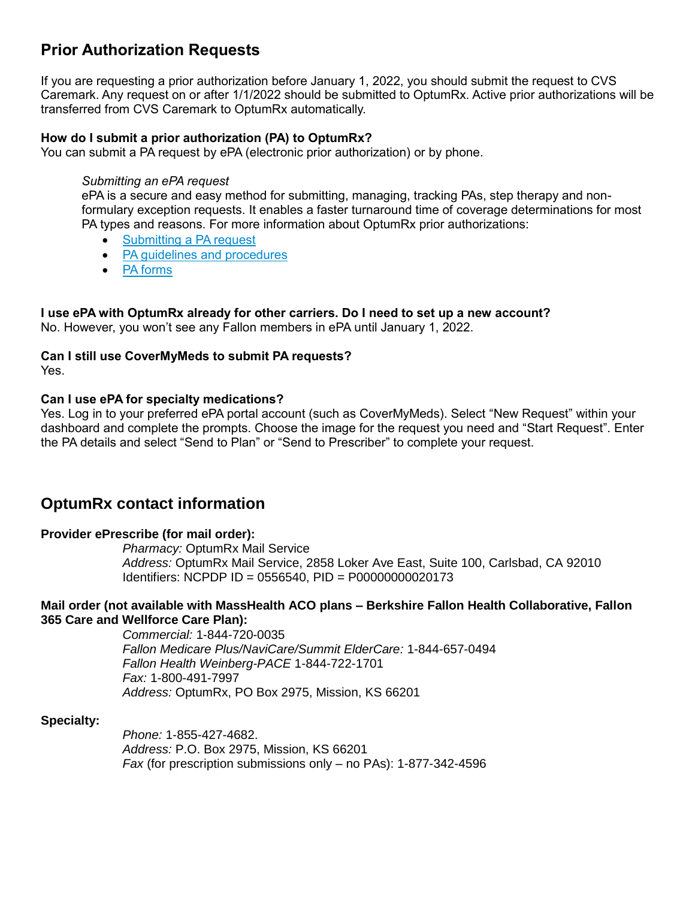## Prior Authorization Requests

If you are requesting a prior authorization before January 1, 2022, you should submit the request to CVS Caremark. Any request on or after 1/1/2022 should be submitted to OptumRx. Active prior authorizations will be transferred from CVS Caremark to OptumRx automatically.

**How do I submit a prior authorization (PA) to OptumRx?**
You can submit a PA request by ePA (electronic prior authorization) or by phone.

*Submitting an ePA request*
ePA is a secure and easy method for submitting, managing, tracking PAs, step therapy and non-formulary exception requests. It enables a faster turnaround time of coverage determinations for most PA types and reasons. For more information about OptumRx prior authorizations:

- Submitting a PA request
- PA guidelines and procedures
- PA forms

**I use ePA with OptumRx already for other carriers. Do I need to set up a new account?**
No. However, you won't see any Fallon members in ePA until January 1, 2022.

**Can I still use CoverMyMeds to submit PA requests?**
Yes.

**Can I use ePA for specialty medications?**
Yes. Log in to your preferred ePA portal account (such as CoverMyMeds). Select "New Request" within your dashboard and complete the prompts. Choose the image for the request you need and "Start Request". Enter the PA details and select "Send to Plan" or "Send to Prescriber" to complete your request.

## OptumRx contact information

**Provider ePrescribe (for mail order):**

*Pharmacy:* OptumRx Mail Service
*Address:* OptumRx Mail Service, 2858 Loker Ave East, Suite 100, Carlsbad, CA 92010
Identifiers: NCPDP ID = 0556540, PID = P00000000020173

**Mail order (not available with MassHealth ACO plans – Berkshire Fallon Health Collaborative, Fallon 365 Care and Wellforce Care Plan):**

*Commercial:* 1-844-720-0035
*Fallon Medicare Plus/NaviCare/Summit ElderCare:* 1-844-657-0494
*Fallon Health Weinberg-PACE* 1-844-722-1701
*Fax:* 1-800-491-7997
*Address:* OptumRx, PO Box 2975, Mission, KS 66201

**Specialty:**

*Phone:* 1-855-427-4682.
*Address:* P.O. Box 2975, Mission, KS 66201
*Fax* (for prescription submissions only – no PAs): 1-877-342-4596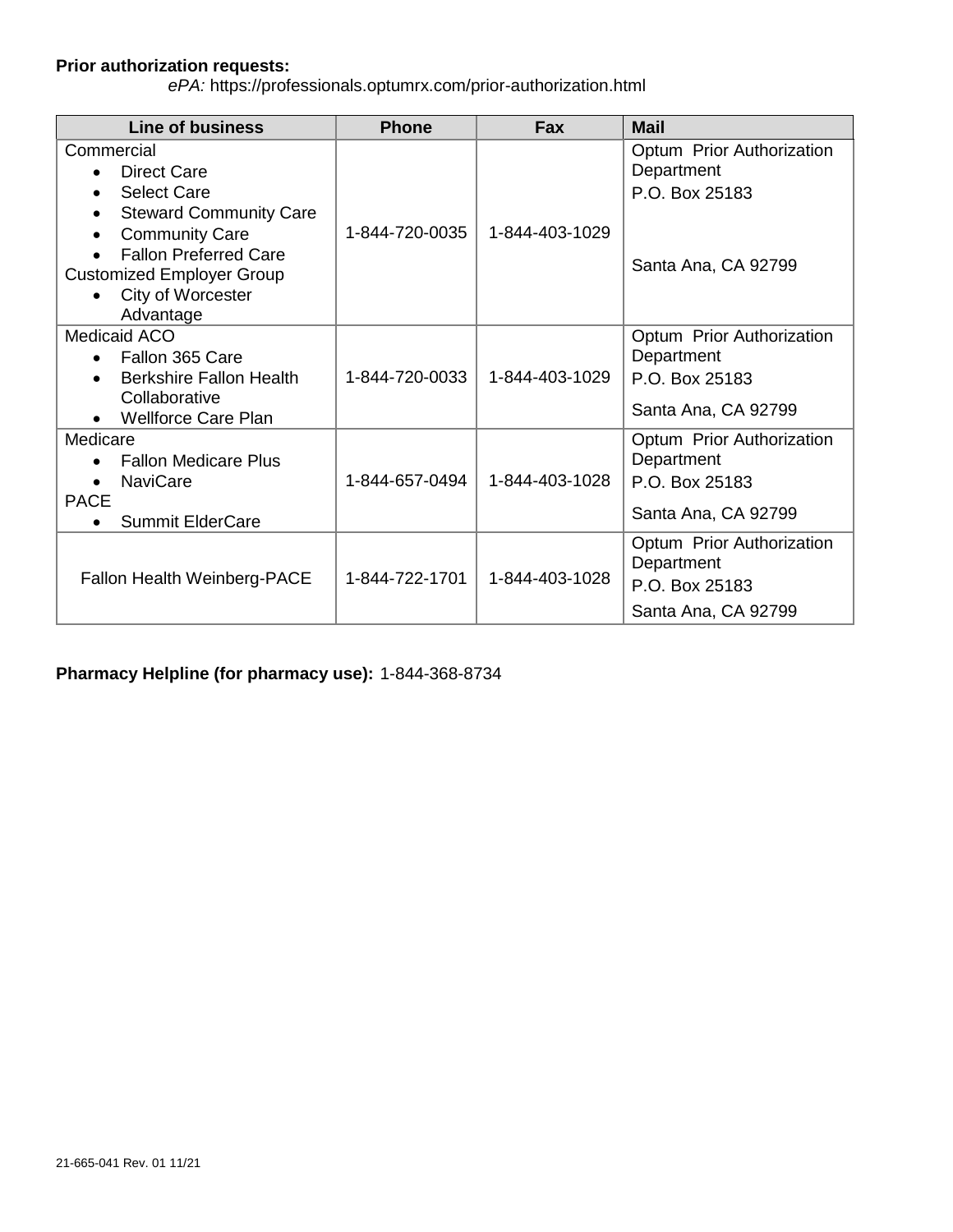**Prior authorization requests:**

*ePA:* https://professionals.optumrx.com/prior-authorization.html

| Line of business | Phone | Fax | Mail |
|---|---|---|---|
| Commercial<br>• Direct Care<br>• Select Care<br>• Steward Community Care<br>• Community Care<br>• Fallon Preferred Care<br>Customized Employer Group<br>• City of Worcester Advantage | 1-844-720-0035 | 1-844-403-1029 | Optum Prior Authorization Department<br>P.O. Box 25183<br>Santa Ana, CA 92799 |
| Medicaid ACO<br>• Fallon 365 Care<br>• Berkshire Fallon Health Collaborative<br>• Wellforce Care Plan | 1-844-720-0033 | 1-844-403-1029 | Optum Prior Authorization Department<br>P.O. Box 25183<br>Santa Ana, CA 92799 |
| Medicare<br>• Fallon Medicare Plus<br>• NaviCare<br>PACE<br>• Summit ElderCare | 1-844-657-0494 | 1-844-403-1028 | Optum Prior Authorization Department<br>P.O. Box 25183<br>Santa Ana, CA 92799 |
| Fallon Health Weinberg-PACE | 1-844-722-1701 | 1-844-403-1028 | Optum Prior Authorization Department<br>P.O. Box 25183<br>Santa Ana, CA 92799 |

**Pharmacy Helpline (for pharmacy use):** 1-844-368-8734

21-665-041 Rev. 01 11/21